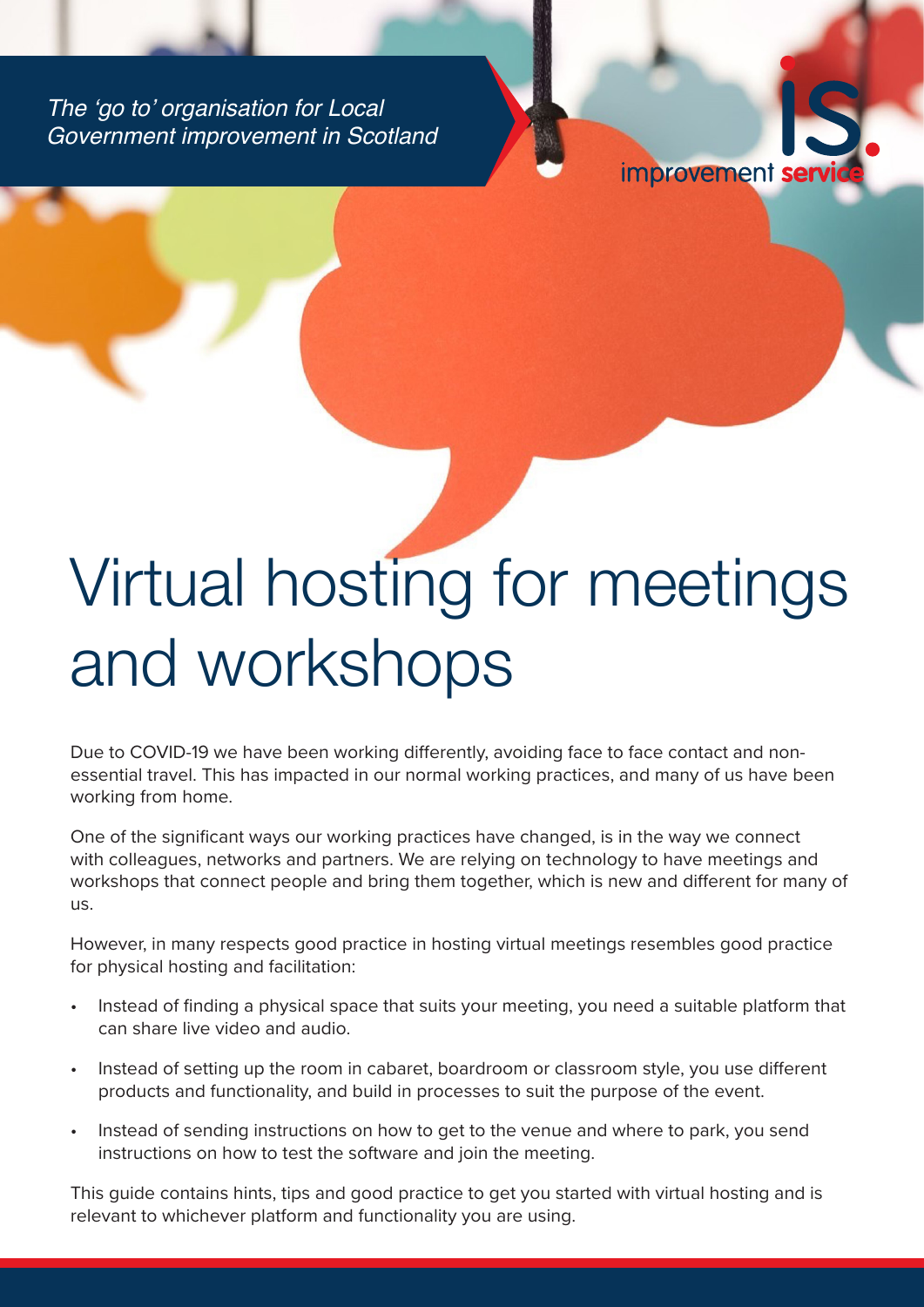*The 'go to' organisation for Local Government improvement in Scotland*

improvement service

# Virtual hosting for meetings and workshops

Due to COVID-19 we have been working differently, avoiding face to face contact and non-essential travel. This has impacted in our normal working practices, and many of us have been working from home.

One of the significant ways our working practices have changed, is in the way we connect with colleagues, networks and partners. We are relying on technology to have meetings and workshops that connect people and bring them together, which is new and different for many of us.

However, in many respects good practice in hosting virtual meetings resembles good practice for physical hosting and facilitation:

- Instead of finding a physical space that suits your meeting, you need a suitable platform that can share live video and audio.
- Instead of setting up the room in cabaret, boardroom or classroom style, you use different products and functionality, and build in processes to suit the purpose of the event.
- Instead of sending instructions on how to get to the venue and where to park, you send instructions on how to test the software and join the meeting.

This guide contains hints, tips and good practice to get you started with virtual hosting and is relevant to whichever platform and functionality you are using.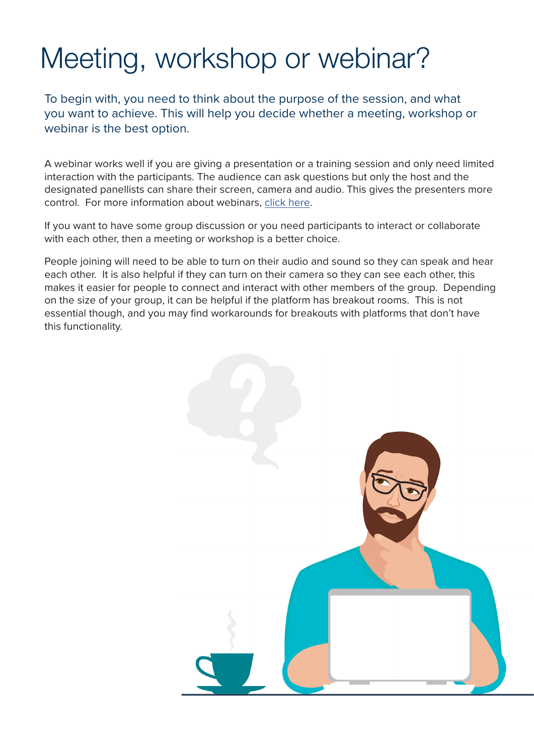# Meeting, workshop or webinar?

To begin with, you need to think about the purpose of the session, and what you want to achieve. This will help you decide whether a meeting, workshop or webinar is the best option.

A webinar works well if you are giving a presentation or a training session and only need limited interaction with the participants. The audience can ask questions but only the host and the designated panellists can share their screen, camera and audio. This gives the presenters more control. For more information about webinars, click here.

If you want to have some group discussion or you need participants to interact or collaborate with each other, then a meeting or workshop is a better choice.

People joining will need to be able to turn on their audio and sound so they can speak and hear each other. It is also helpful if they can turn on their camera so they can see each other, this makes it easier for people to connect and interact with other members of the group. Depending on the size of your group, it can be helpful if the platform has breakout rooms. This is not essential though, and you may find workarounds for breakouts with platforms that don't have this functionality.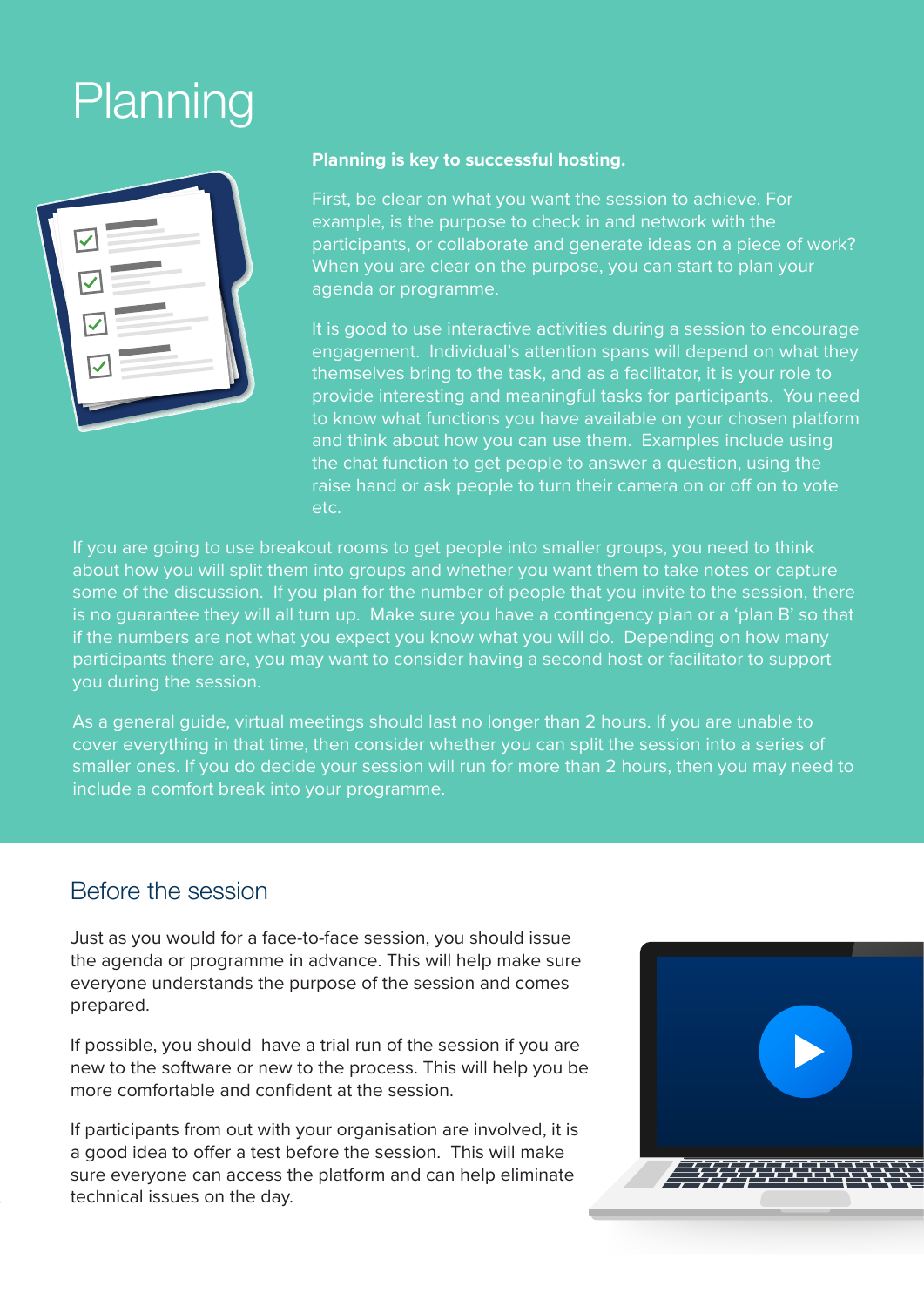# Planning

**Planning is key to successful hosting.**

First, be clear on what you want the session to achieve. For example, is the purpose to check in and network with the participants, or collaborate and generate ideas on a piece of work? When you are clear on the purpose, you can start to plan your agenda or programme.

It is good to use interactive activities during a session to encourage engagement. Individual's attention spans will depend on what they themselves bring to the task, and as a facilitator, it is your role to provide interesting and meaningful tasks for participants. You need to know what functions you have available on your chosen platform and think about how you can use them. Examples include using the chat function to get people to answer a question, using the raise hand or ask people to turn their camera on or off on to vote etc.

If you are going to use breakout rooms to get people into smaller groups, you need to think about how you will split them into groups and whether you want them to take notes or capture some of the discussion. If you plan for the number of people that you invite to the session, there is no guarantee they will all turn up. Make sure you have a contingency plan or a 'plan B' so that if the numbers are not what you expect you know what you will do. Depending on how many participants there are, you may want to consider having a second host or facilitator to support you during the session.

As a general guide, virtual meetings should last no longer than 2 hours. If you are unable to cover everything in that time, then consider whether you can split the session into a series of smaller ones. If you do decide your session will run for more than 2 hours, then you may need to include a comfort break into your programme.

## Before the session

Just as you would for a face-to-face session, you should issue the agenda or programme in advance. This will help make sure everyone understands the purpose of the session and comes prepared.

If possible, you should have a trial run of the session if you are new to the software or new to the process. This will help you be more comfortable and confident at the session.

If participants from out with your organisation are involved, it is a good idea to offer a test before the session. This will make sure everyone can access the platform and can help eliminate technical issues on the day.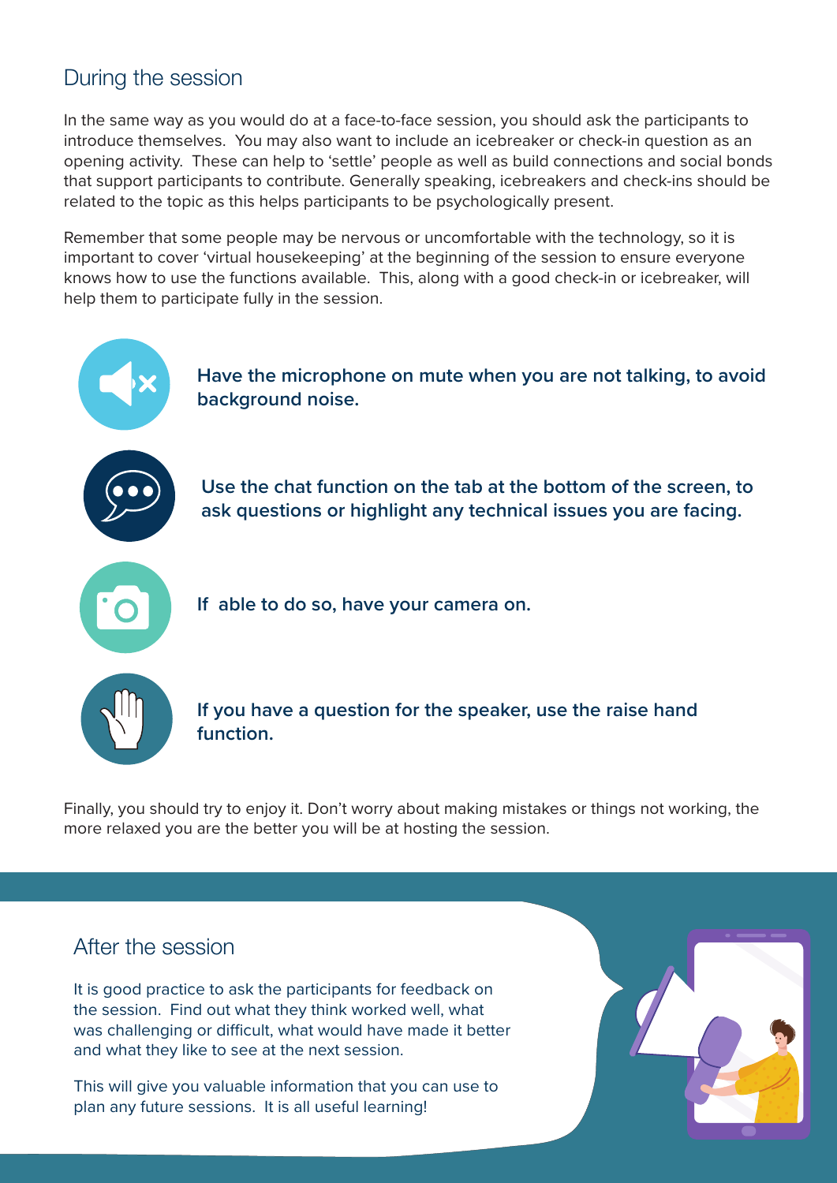## During the session

In the same way as you would do at a face-to-face session, you should ask the participants to introduce themselves. You may also want to include an icebreaker or check-in question as an opening activity. These can help to 'settle' people as well as build connections and social bonds that support participants to contribute. Generally speaking, icebreakers and check-ins should be related to the topic as this helps participants to be psychologically present.

Remember that some people may be nervous or uncomfortable with the technology, so it is important to cover 'virtual housekeeping' at the beginning of the session to ensure everyone knows how to use the functions available. This, along with a good check-in or icebreaker, will help them to participate fully in the session.

**Have the microphone on mute when you are not talking, to avoid background noise.**

**Use the chat function on the tab at the bottom of the screen, to ask questions or highlight any technical issues you are facing.**

**If able to do so, have your camera on.**

**If you have a question for the speaker, use the raise hand function.**

Finally, you should try to enjoy it. Don't worry about making mistakes or things not working, the more relaxed you are the better you will be at hosting the session.

## After the session

It is good practice to ask the participants for feedback on the session. Find out what they think worked well, what was challenging or difficult, what would have made it better and what they like to see at the next session.

This will give you valuable information that you can use to plan any future sessions. It is all useful learning!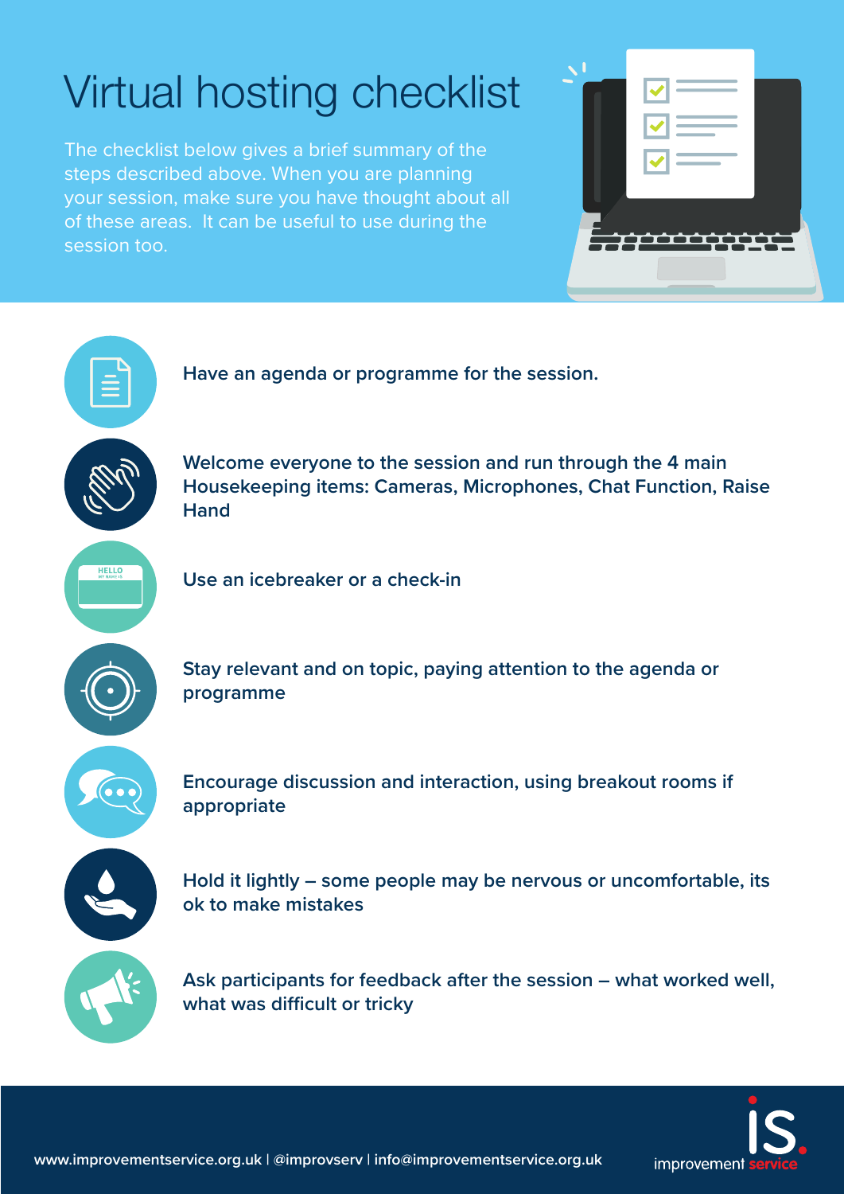# Virtual hosting checklist

The checklist below gives a brief summary of the steps described above. When you are planning your session, make sure you have thought about all of these areas. It can be useful to use during the session too.

- Have an agenda or programme for the session.
- Welcome everyone to the session and run through the 4 main Housekeeping items: Cameras, Microphones, Chat Function, Raise Hand
- Use an icebreaker or a check-in
- Stay relevant and on topic, paying attention to the agenda or programme
- Encourage discussion and interaction, using breakout rooms if appropriate
- Hold it lightly – some people may be nervous or uncomfortable, its ok to make mistakes
- Ask participants for feedback after the session – what worked well, what was difficult or tricky

www.improvementservice.org.uk | @improvserv | info@improvementservice.org.uk